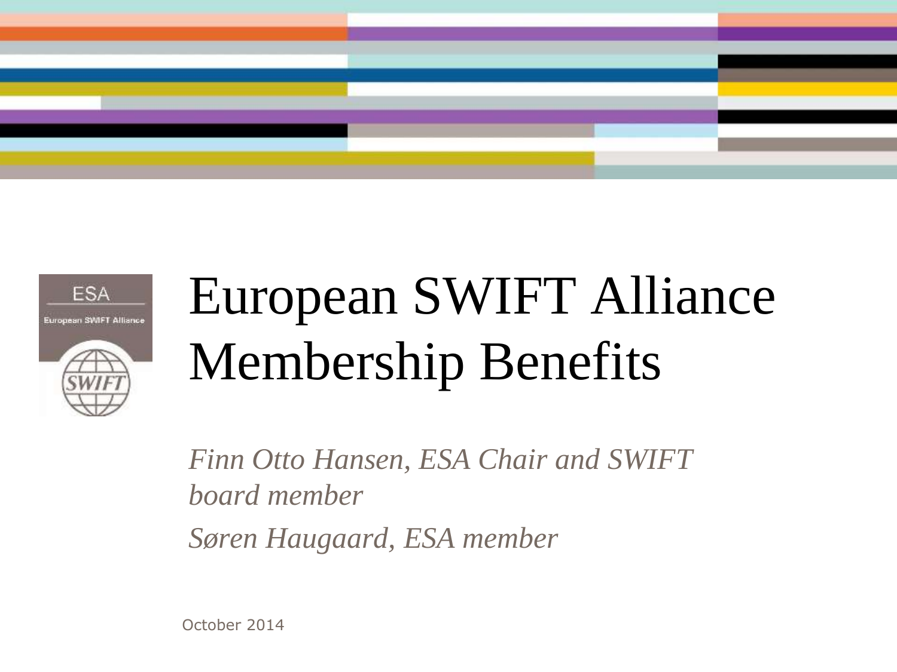# European SWIFT Alliance Membership Benefits

*Finn Otto Hansen, ESA Chair and SWIFT board member*

*Søren Haugaard, ESA member*

October 2014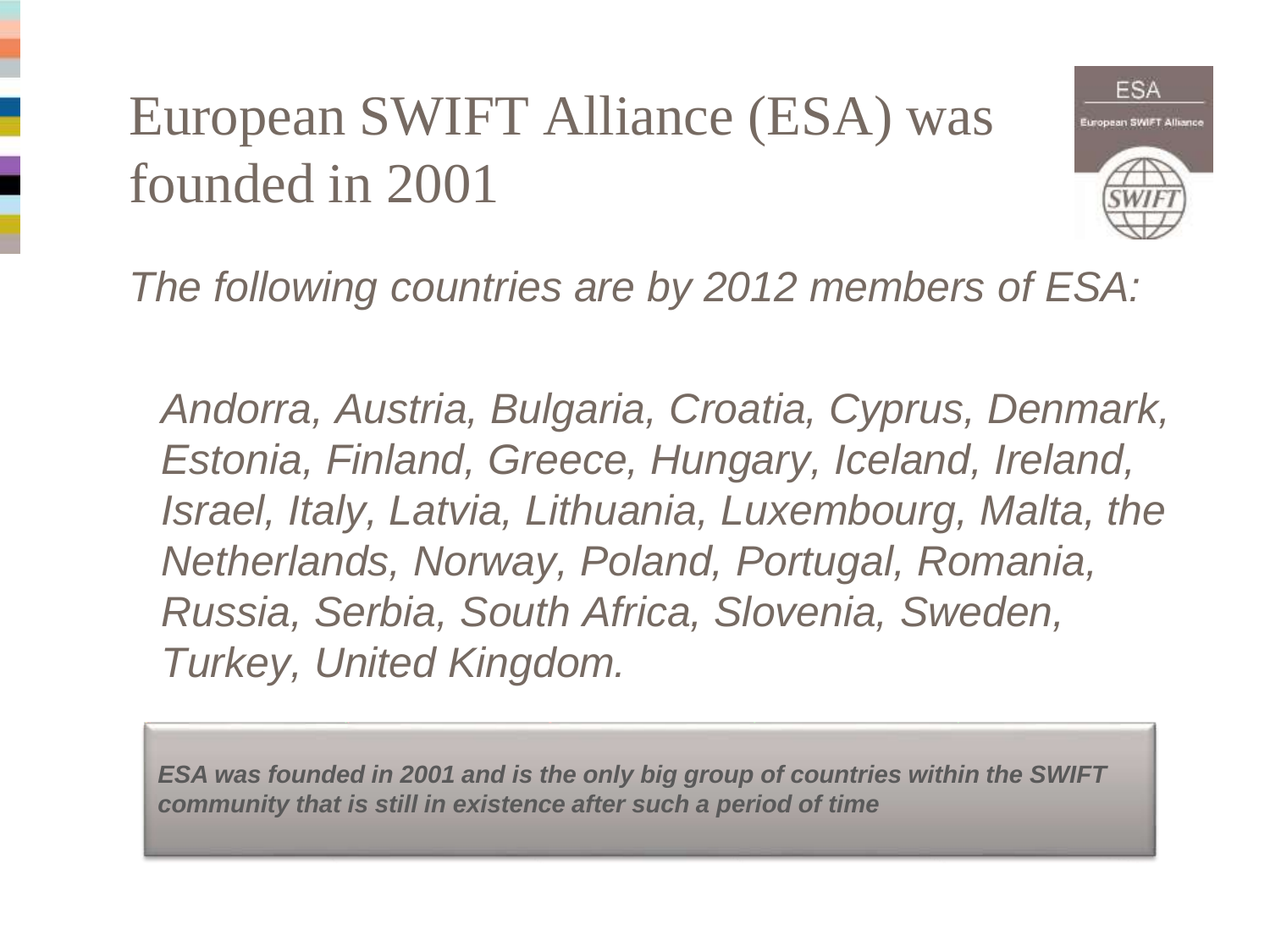# European SWIFT Alliance (ESA) was founded in 2001

*The following countries are by 2012 members of ESA:*

*Andorra, Austria, Bulgaria, Croatia, Cyprus, Denmark, Estonia, Finland, Greece, Hungary, Iceland, Ireland, Israel, Italy, Latvia, Lithuania, Luxembourg, Malta, the Netherlands, Norway, Poland, Portugal, Romania, Russia, Serbia, South Africa, Slovenia, Sweden, Turkey, United Kingdom.*

***ESA was founded in 2001 and is the only big group of countries within the SWIFT community that is still in existence after such a period of time***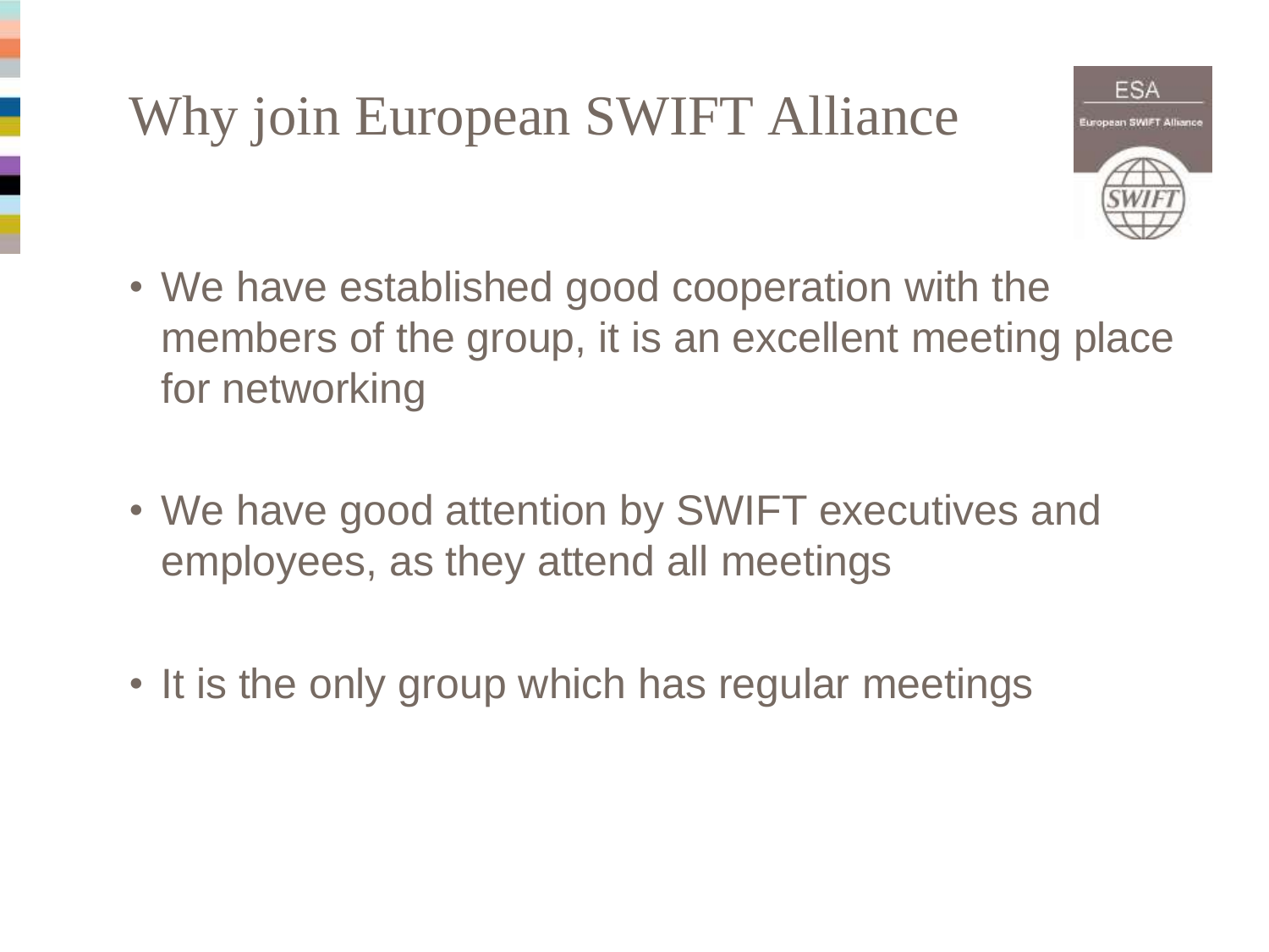# Why join European SWIFT Alliance

- We have established good cooperation with the members of the group, it is an excellent meeting place for networking
- We have good attention by SWIFT executives and employees, as they attend all meetings
- It is the only group which has regular meetings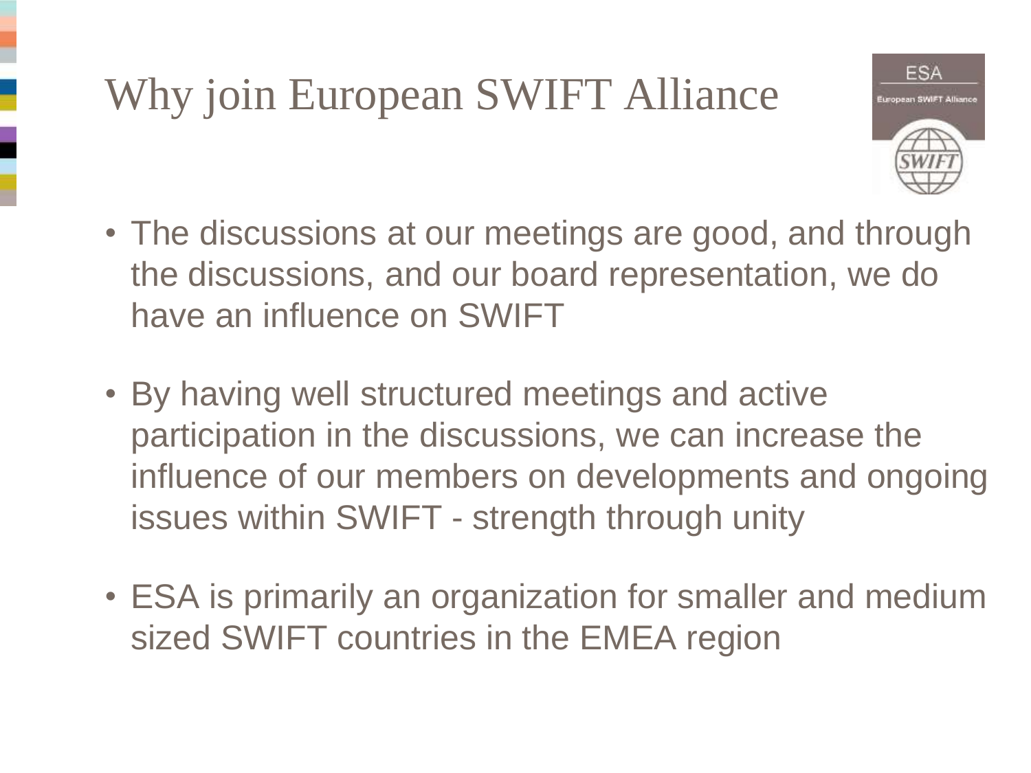# Why join European SWIFT Alliance

- The discussions at our meetings are good, and through the discussions, and our board representation, we do have an influence on SWIFT
- By having well structured meetings and active participation in the discussions, we can increase the influence of our members on developments and ongoing issues within SWIFT - strength through unity
- ESA is primarily an organization for smaller and medium sized SWIFT countries in the EMEA region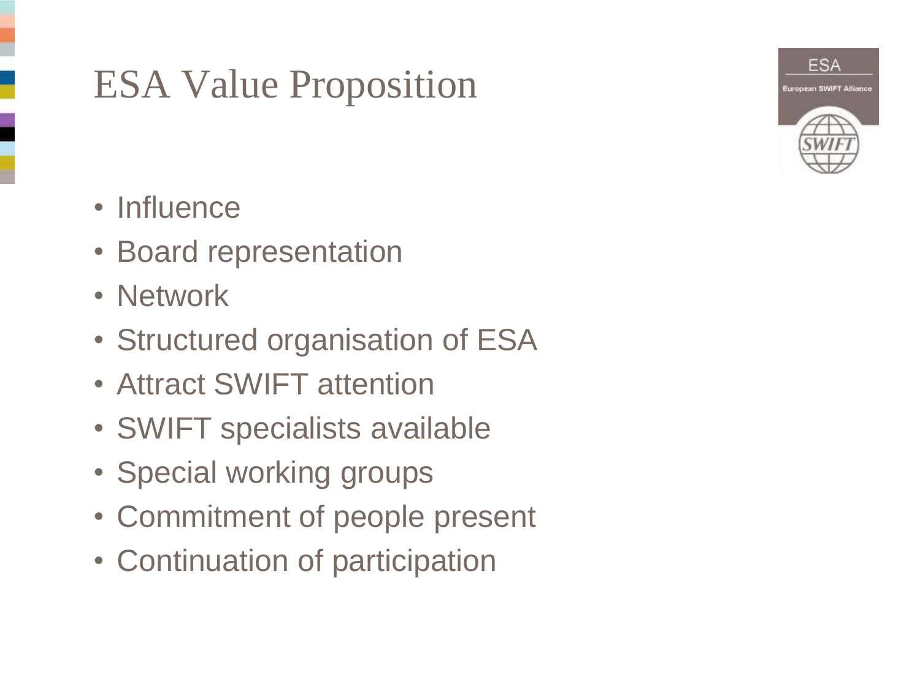# ESA Value Proposition

- Influence
- Board representation
- Network
- Structured organisation of ESA
- Attract SWIFT attention
- SWIFT specialists available
- Special working groups
- Commitment of people present
- Continuation of participation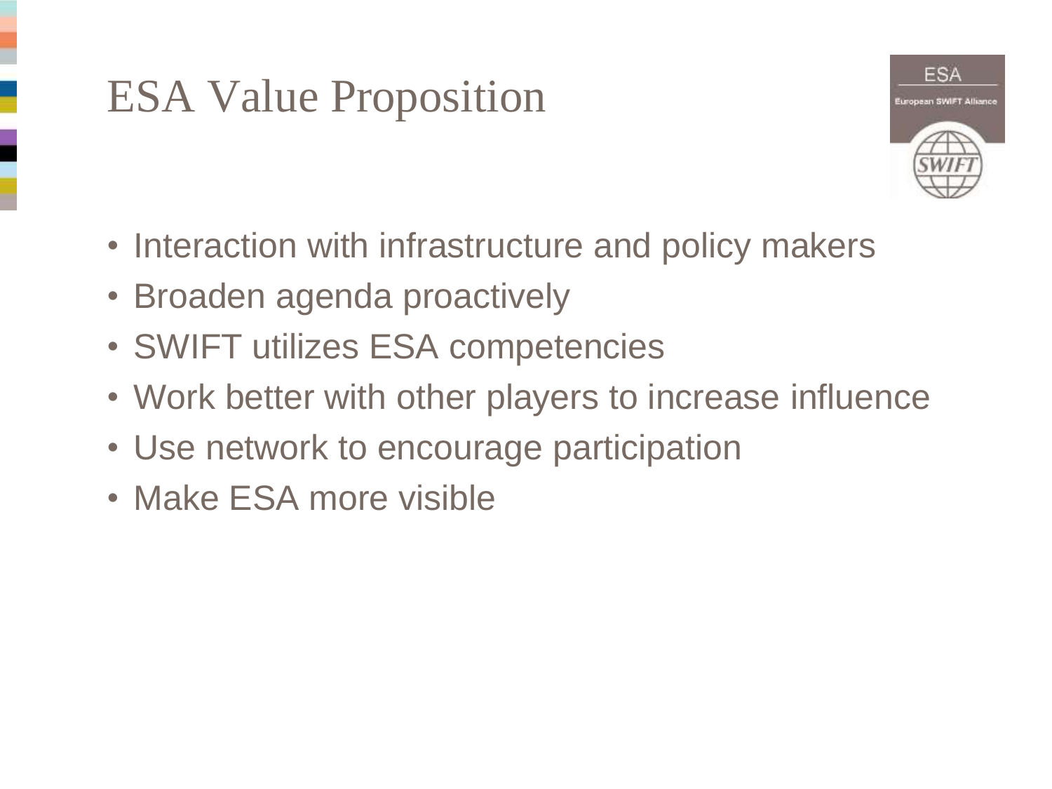# ESA Value Proposition

- Interaction with infrastructure and policy makers
- Broaden agenda proactively
- SWIFT utilizes ESA competencies
- Work better with other players to increase influence
- Use network to encourage participation
- Make ESA more visible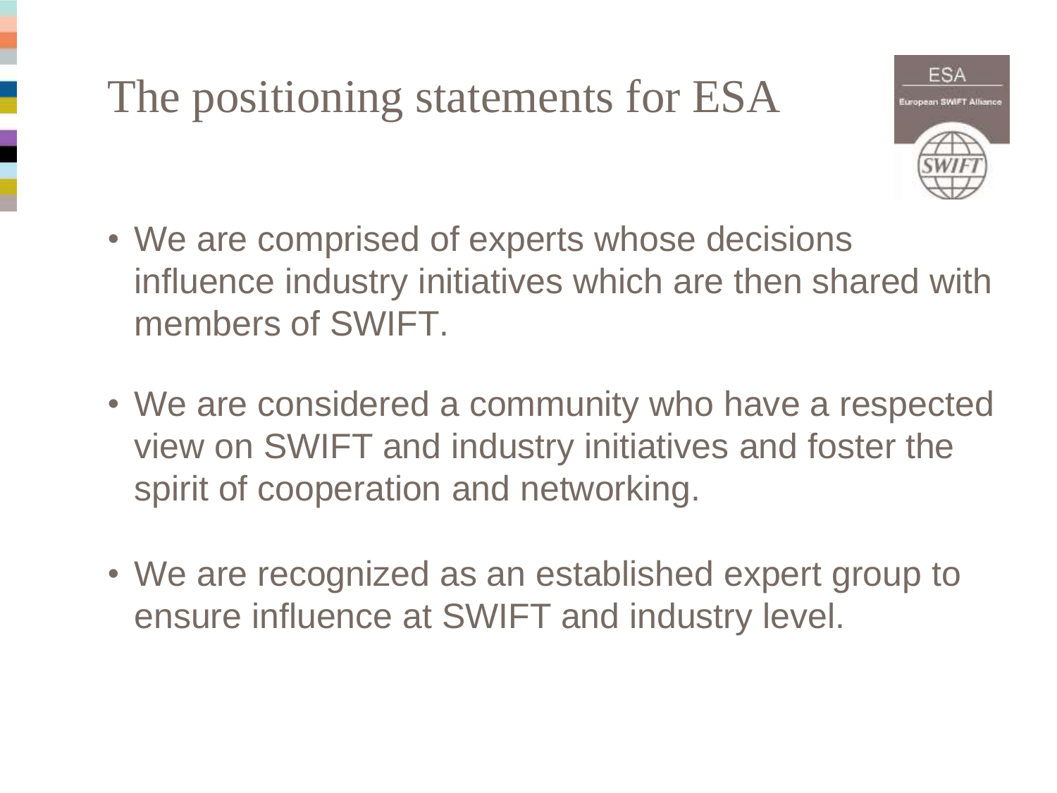# The positioning statements for ESA

- We are comprised of experts whose decisions influence industry initiatives which are then shared with members of SWIFT.
- We are considered a community who have a respected view on SWIFT and industry initiatives and foster the spirit of cooperation and networking.
- We are recognized as an established expert group to ensure influence at SWIFT and industry level.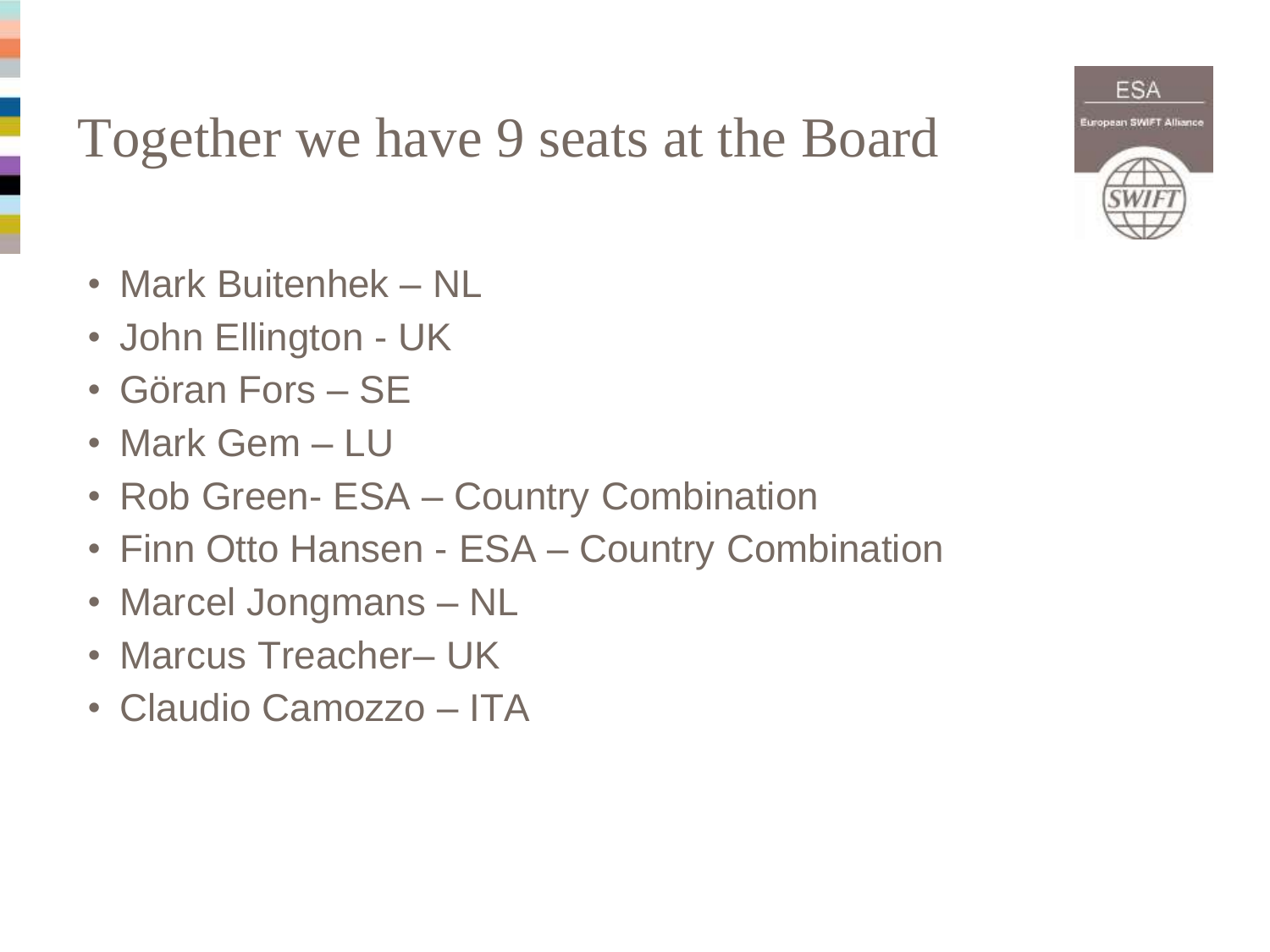# Together we have 9 seats at the Board

- Mark Buitenhek – NL
- John Ellington - UK
- Göran Fors – SE
- Mark Gem – LU
- Rob Green- ESA – Country Combination
- Finn Otto Hansen - ESA – Country Combination
- Marcel Jongmans – NL
- Marcus Treacher– UK
- Claudio Camozzo – ITA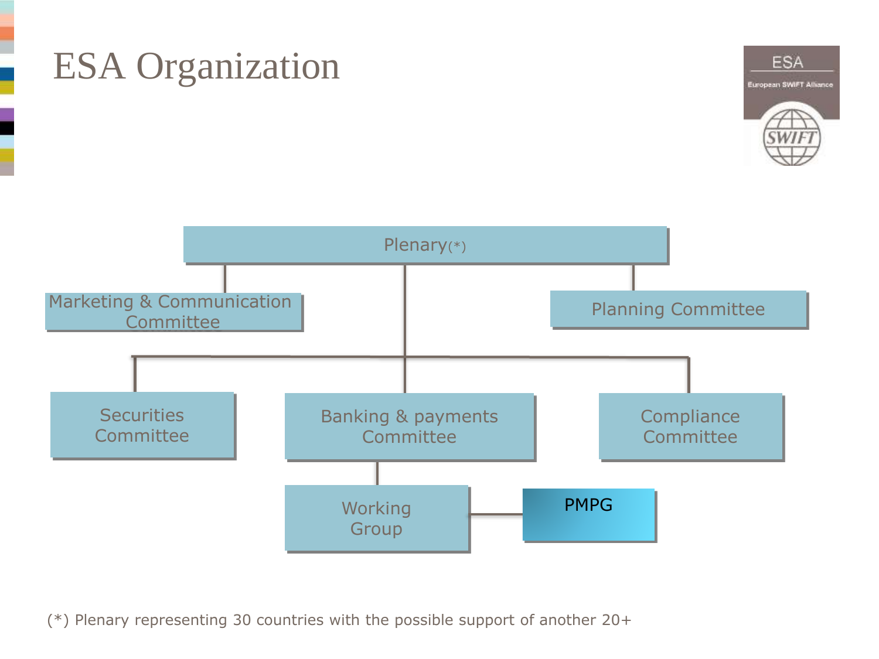# ESA Organization

ESA

European SWIFT Alliance

SWIFT

Plenary(*)

Marketing & Communication Committee

Planning Committee

Securities Committee

Banking & payments Committee

Compliance Committee

Working Group

PMPG

(*) Plenary representing 30 countries with the possible support of another 20+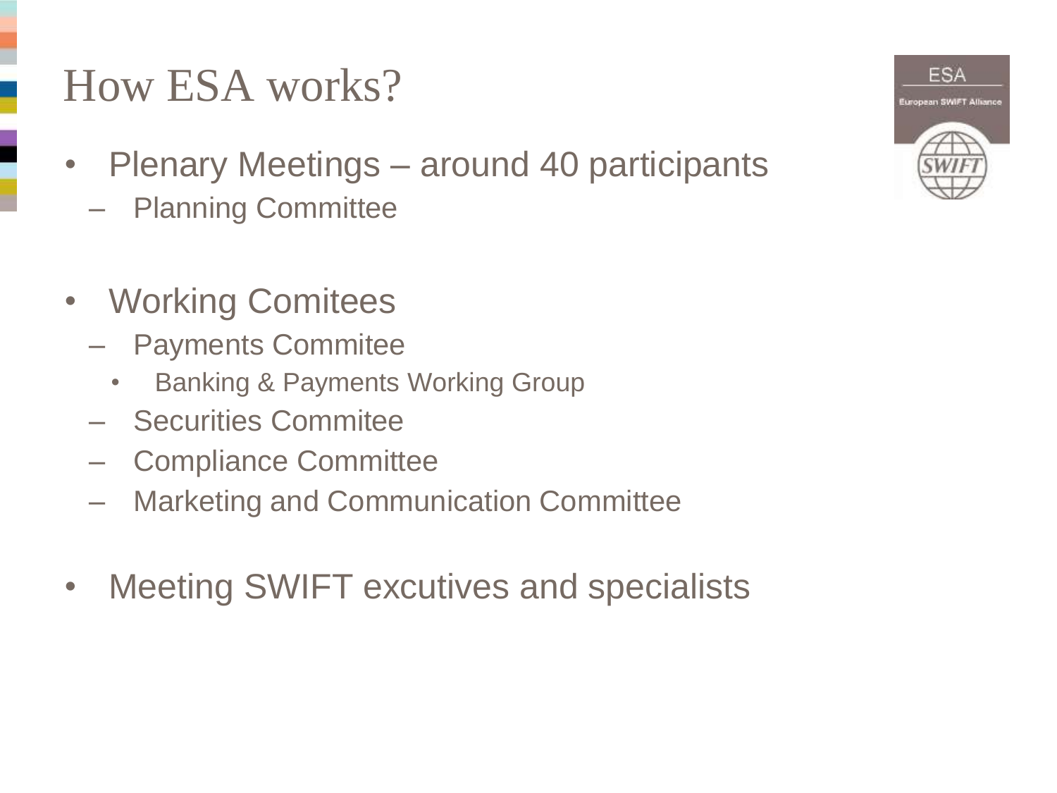# How ESA works?

- Plenary Meetings – around 40 participants
  - Planning Committee

- Working Comitees
  - Payments Commitee
    - Banking & Payments Working Group
  - Securities Commitee
  - Compliance Committee
  - Marketing and Communication Committee

- Meeting SWIFT excutives and specialists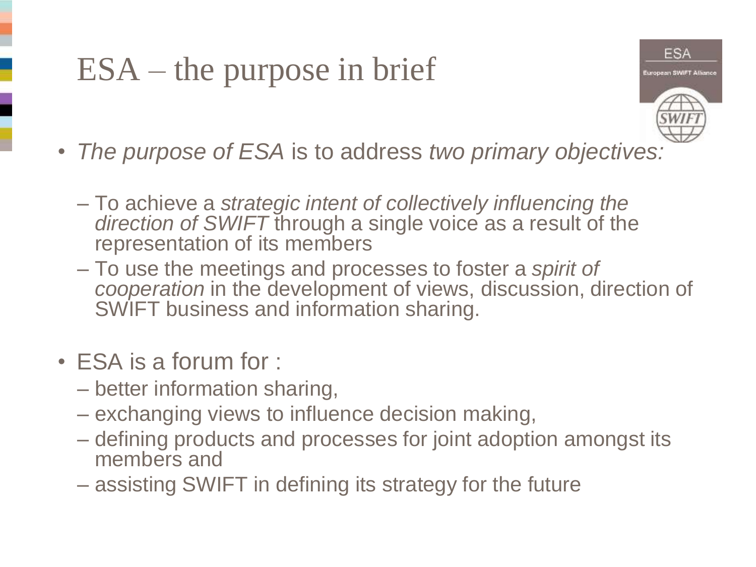# ESA – the purpose in brief

- *The purpose of ESA* is to address *two primary objectives:*
  - To achieve a *strategic intent of collectively influencing the direction of SWIFT* through a single voice as a result of the representation of its members
  - To use the meetings and processes to foster a *spirit of cooperation* in the development of views, discussion, direction of SWIFT business and information sharing.

- ESA is a forum for :
  - better information sharing,
  - exchanging views to influence decision making,
  - defining products and processes for joint adoption amongst its members and
  - assisting SWIFT in defining its strategy for the future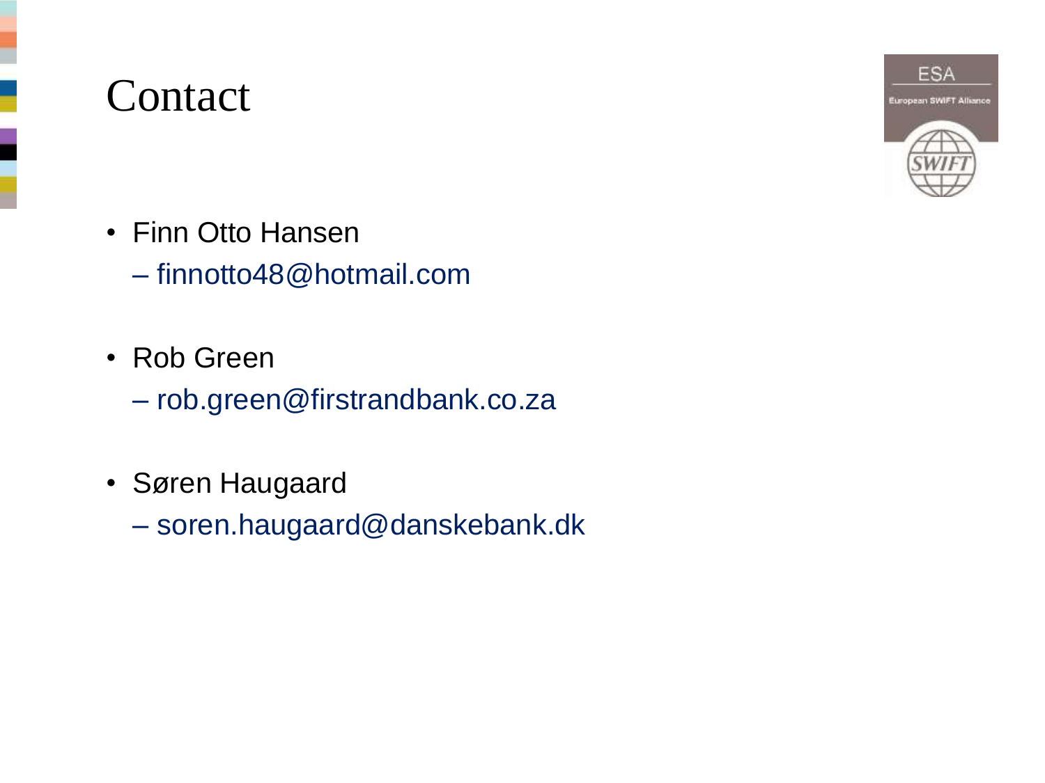# Contact

- Finn Otto Hansen
  - finnotto48@hotmail.com
- Rob Green
  - rob.green@firstrandbank.co.za
- Søren Haugaard
  - soren.haugaard@danskebank.dk